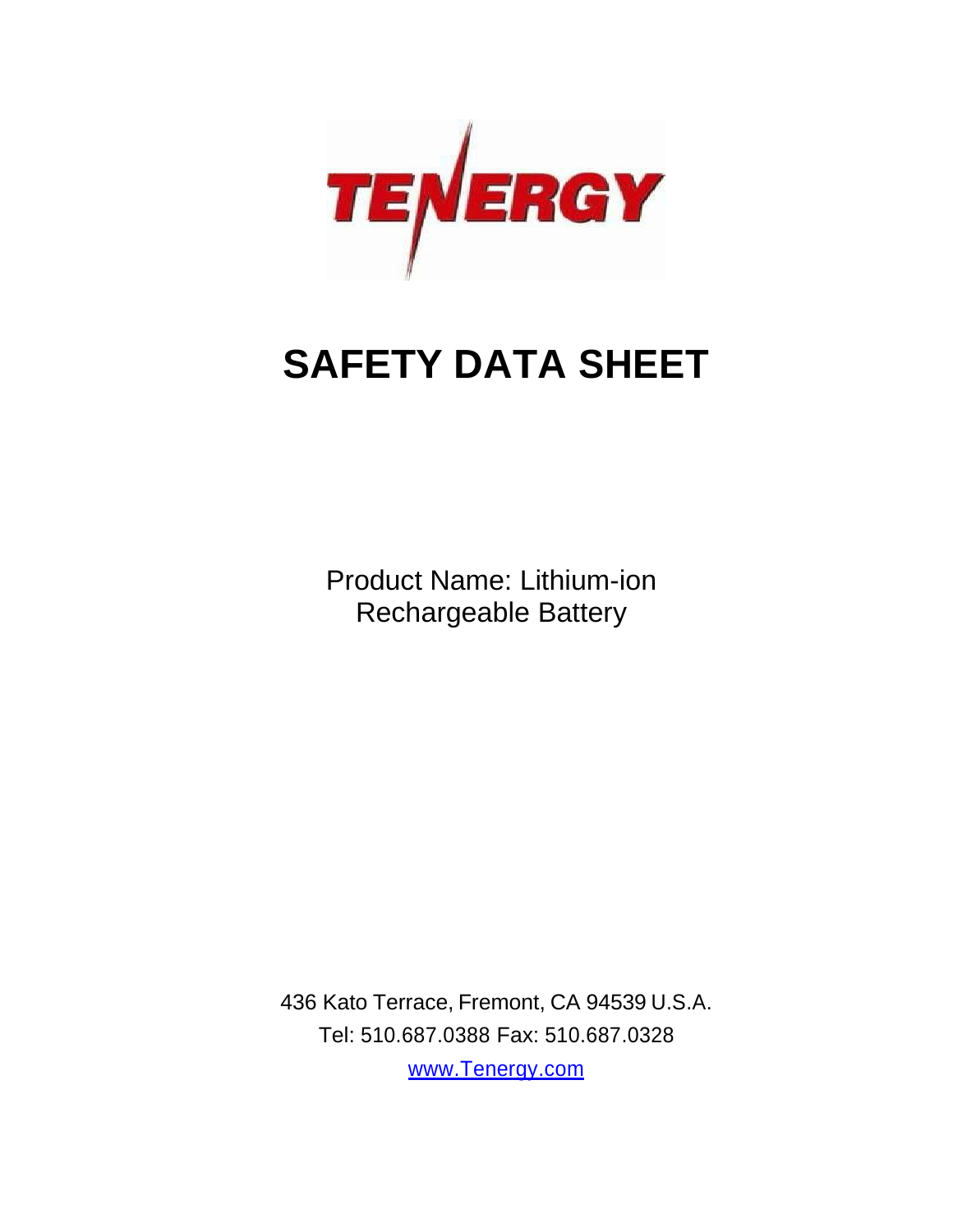TENERGY

# SAFETY DATA SHEET

Product Name: Lithium-ion Rechargeable Battery

436 Kato Terrace, Fremont, CA 94539 U.S.A.

Tel: 510.687.0388 Fax: 510.687.0328

www.Tenergy.com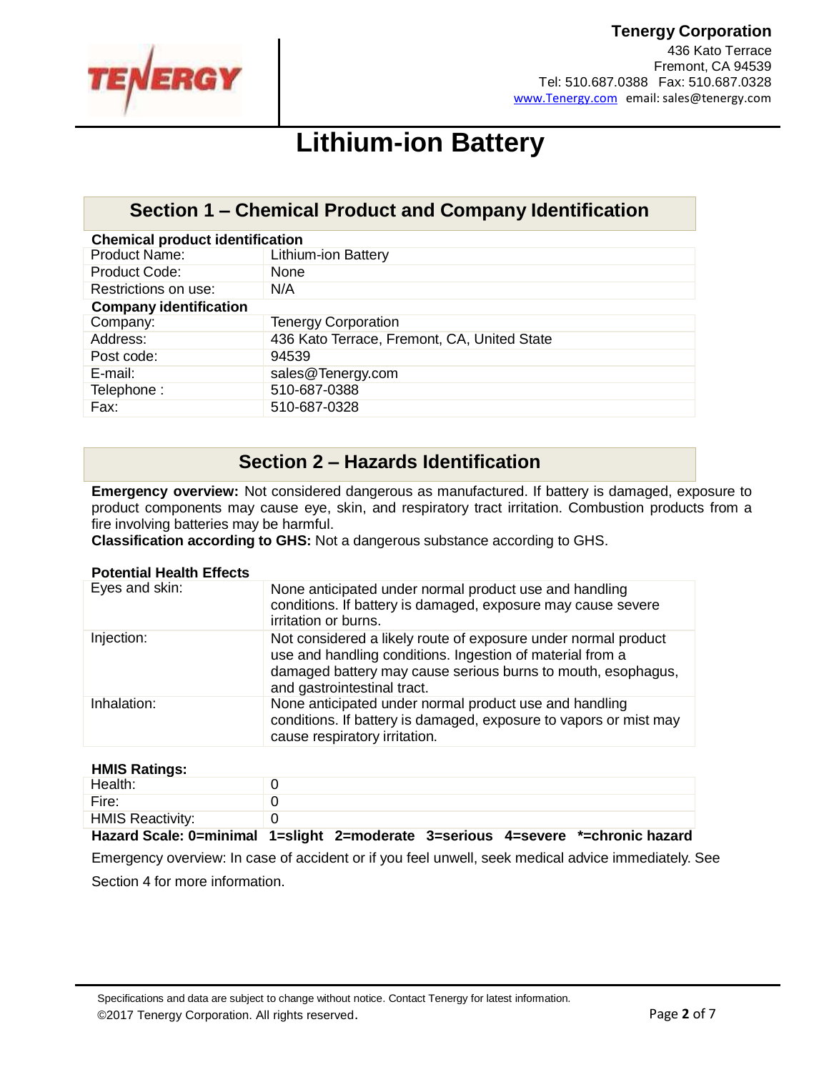# Lithium-ion Battery

## Section 1 – Chemical Product and Company Identification

**Chemical product identification**

| | |
|---|---|
| Product Name: | Lithium-ion Battery |
| Product Code: | None |
| Restrictions on use: | N/A |

**Company identification**

| | |
|---|---|
| Company: | Tenergy Corporation |
| Address: | 436 Kato Terrace, Fremont, CA, United State |
| Post code: | 94539 |
| E-mail: | sales@Tenergy.com |
| Telephone : | 510-687-0388 |
| Fax: | 510-687-0328 |

## Section 2 – Hazards Identification

**Emergency overview:** Not considered dangerous as manufactured. If battery is damaged, exposure to product components may cause eye, skin, and respiratory tract irritation. Combustion products from a fire involving batteries may be harmful.

**Classification according to GHS:** Not a dangerous substance according to GHS.

**Potential Health Effects**

| | |
|---|---|
| Eyes and skin: | None anticipated under normal product use and handling conditions. If battery is damaged, exposure may cause severe irritation or burns. |
| Injection: | Not considered a likely route of exposure under normal product use and handling conditions. Ingestion of material from a damaged battery may cause serious burns to mouth, esophagus, and gastrointestinal tract. |
| Inhalation: | None anticipated under normal product use and handling conditions. If battery is damaged, exposure to vapors or mist may cause respiratory irritation. |

**HMIS Ratings:**

| | |
|---|---|
| Health: | 0 |
| Fire: | 0 |
| HMIS Reactivity: | 0 |

**Hazard Scale: 0=minimal 1=slight 2=moderate 3=serious 4=severe *=chronic hazard**

Emergency overview: In case of accident or if you feel unwell, seek medical advice immediately. See Section 4 for more information.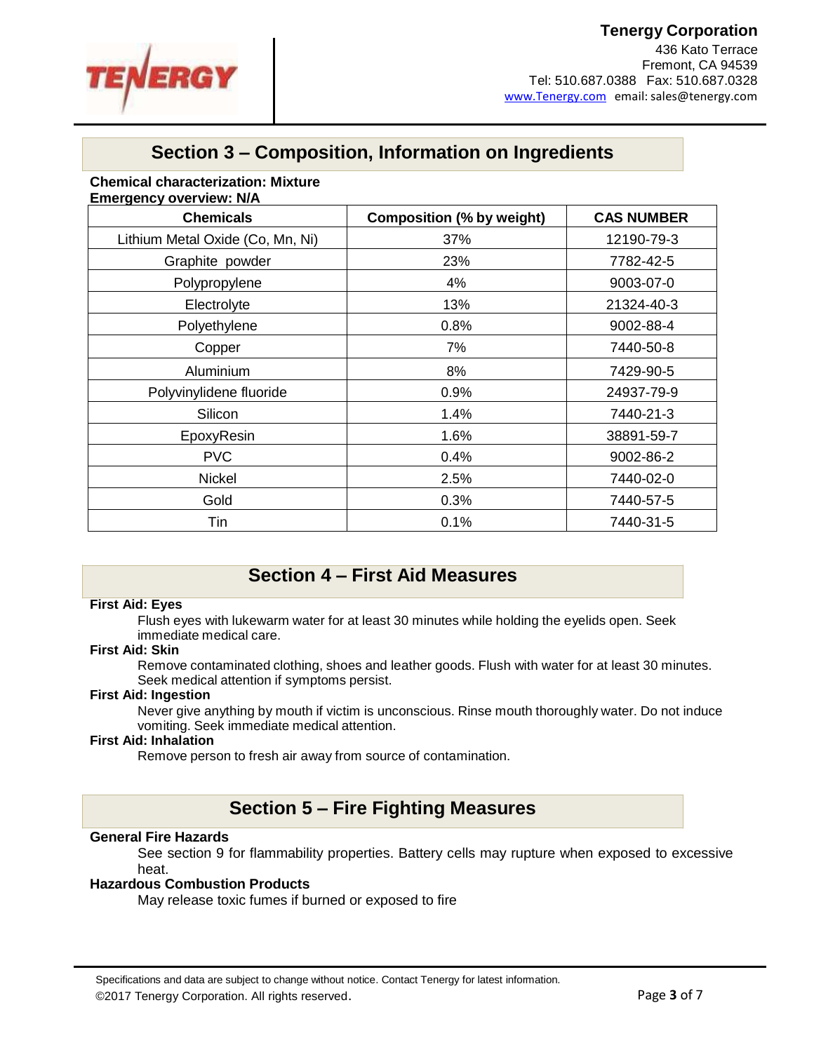## Section 3 – Composition, Information on Ingredients

**Chemical characterization: Mixture**
**Emergency overview: N/A**

| Chemicals | Composition (% by weight) | CAS NUMBER |
|---|---|---|
| Lithium Metal Oxide (Co, Mn, Ni) | 37% | 12190-79-3 |
| Graphite powder | 23% | 7782-42-5 |
| Polypropylene | 4% | 9003-07-0 |
| Electrolyte | 13% | 21324-40-3 |
| Polyethylene | 0.8% | 9002-88-4 |
| Copper | 7% | 7440-50-8 |
| Aluminium | 8% | 7429-90-5 |
| Polyvinylidene fluoride | 0.9% | 24937-79-9 |
| Silicon | 1.4% | 7440-21-3 |
| EpoxyResin | 1.6% | 38891-59-7 |
| PVC | 0.4% | 9002-86-2 |
| Nickel | 2.5% | 7440-02-0 |
| Gold | 0.3% | 7440-57-5 |
| Tin | 0.1% | 7440-31-5 |

## Section 4 – First Aid Measures

**First Aid: Eyes**

Flush eyes with lukewarm water for at least 30 minutes while holding the eyelids open. Seek immediate medical care.

**First Aid: Skin**

Remove contaminated clothing, shoes and leather goods. Flush with water for at least 30 minutes. Seek medical attention if symptoms persist.

**First Aid: Ingestion**

Never give anything by mouth if victim is unconscious. Rinse mouth thoroughly water. Do not induce vomiting. Seek immediate medical attention.

**First Aid: Inhalation**

Remove person to fresh air away from source of contamination.

## Section 5 – Fire Fighting Measures

**General Fire Hazards**

See section 9 for flammability properties. Battery cells may rupture when exposed to excessive heat.

**Hazardous Combustion Products**

May release toxic fumes if burned or exposed to fire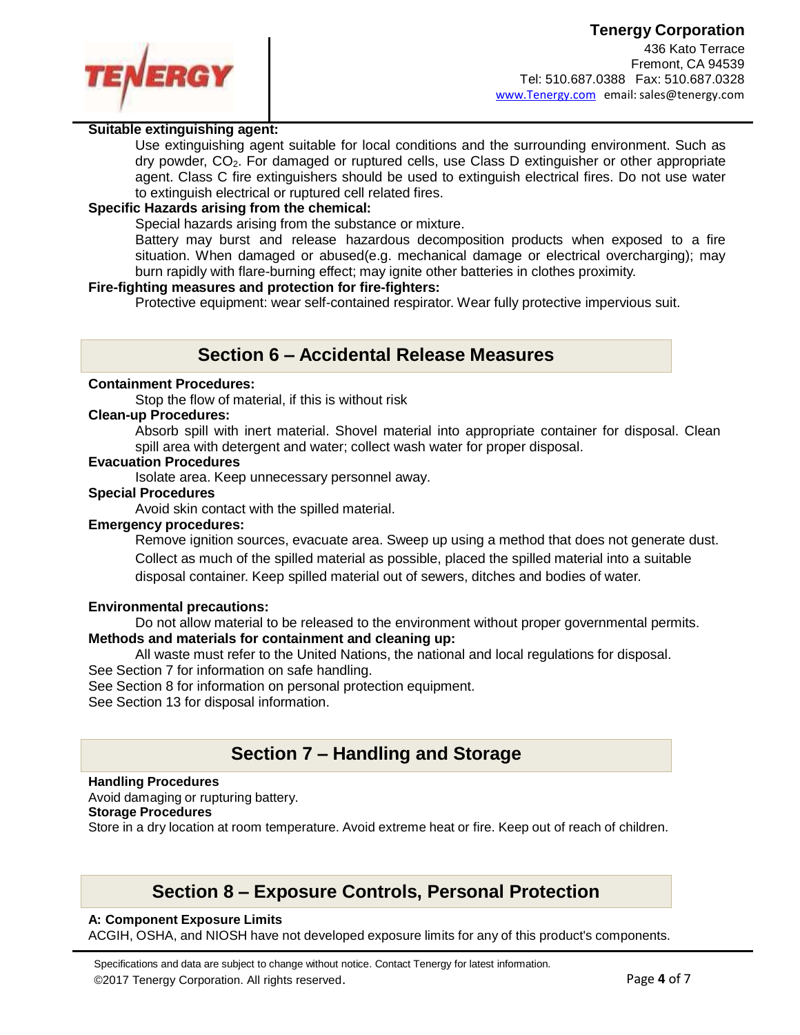**Suitable extinguishing agent:**

Use extinguishing agent suitable for local conditions and the surrounding environment. Such as dry powder, $CO_2$. For damaged or ruptured cells, use Class D extinguisher or other appropriate agent. Class C fire extinguishers should be used to extinguish electrical fires. Do not use water to extinguish electrical or ruptured cell related fires.

**Specific Hazards arising from the chemical:**

Special hazards arising from the substance or mixture.

Battery may burst and release hazardous decomposition products when exposed to a fire situation. When damaged or abused(e.g. mechanical damage or electrical overcharging); may burn rapidly with flare-burning effect; may ignite other batteries in clothes proximity.

**Fire-fighting measures and protection for fire-fighters:**

Protective equipment: wear self-contained respirator. Wear fully protective impervious suit.

## Section 6 – Accidental Release Measures

**Containment Procedures:**

Stop the flow of material, if this is without risk

**Clean-up Procedures:**

Absorb spill with inert material. Shovel material into appropriate container for disposal. Clean spill area with detergent and water; collect wash water for proper disposal.

**Evacuation Procedures**

Isolate area. Keep unnecessary personnel away.

**Special Procedures**

Avoid skin contact with the spilled material.

**Emergency procedures:**

Remove ignition sources, evacuate area. Sweep up using a method that does not generate dust. Collect as much of the spilled material as possible, placed the spilled material into a suitable disposal container. Keep spilled material out of sewers, ditches and bodies of water.

**Environmental precautions:**

Do not allow material to be released to the environment without proper governmental permits.

**Methods and materials for containment and cleaning up:**

All waste must refer to the United Nations, the national and local regulations for disposal.

See Section 7 for information on safe handling.

See Section 8 for information on personal protection equipment.

See Section 13 for disposal information.

## Section 7 – Handling and Storage

**Handling Procedures**

Avoid damaging or rupturing battery.

**Storage Procedures**

Store in a dry location at room temperature. Avoid extreme heat or fire. Keep out of reach of children.

## Section 8 – Exposure Controls, Personal Protection

**A: Component Exposure Limits**

ACGIH, OSHA, and NIOSH have not developed exposure limits for any of this product's components.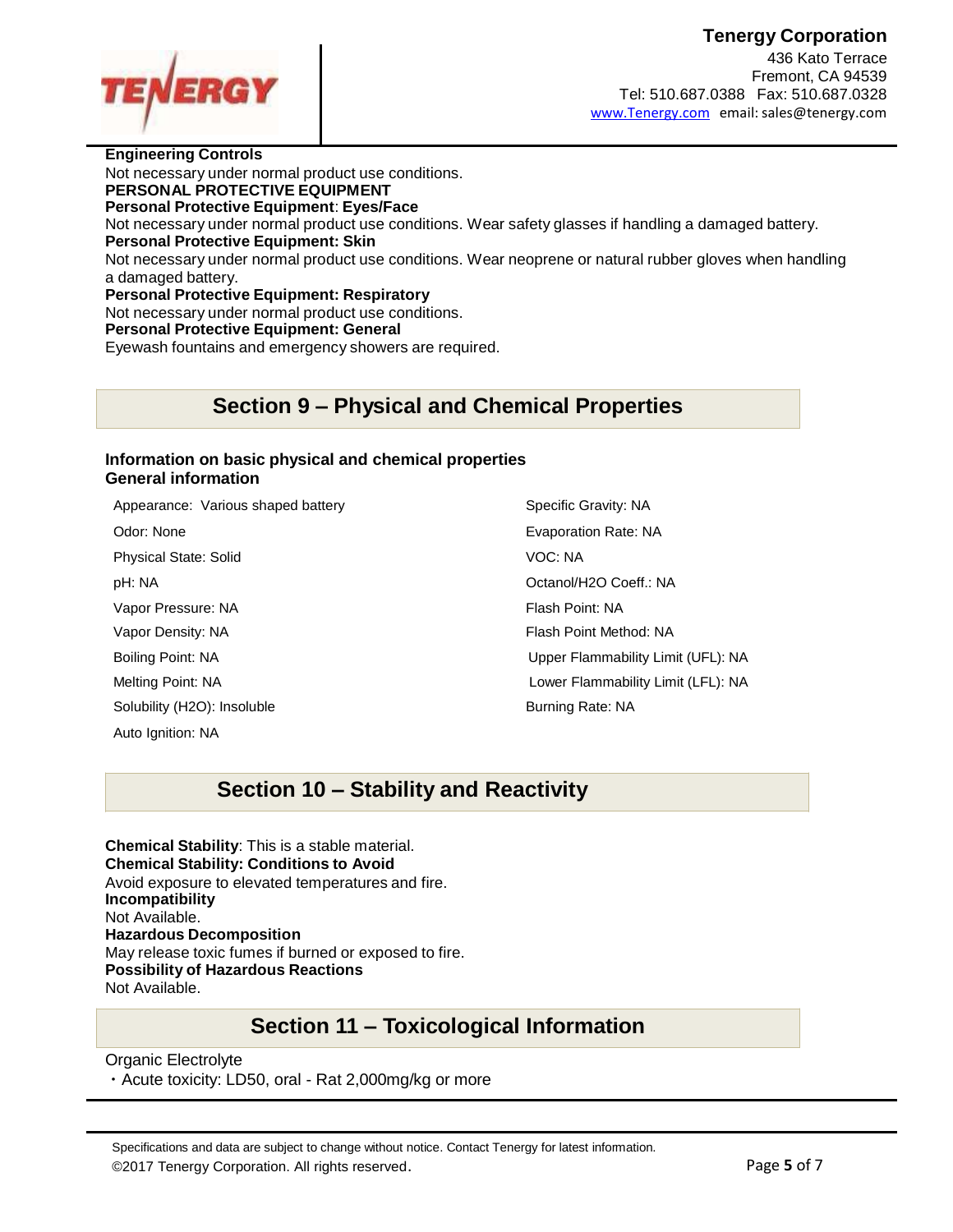**Engineering Controls**
Not necessary under normal product use conditions.
**PERSONAL PROTECTIVE EQUIPMENT**
**Personal Protective Equipment**: **Eyes/Face**
Not necessary under normal product use conditions. Wear safety glasses if handling a damaged battery.
**Personal Protective Equipment: Skin**
Not necessary under normal product use conditions. Wear neoprene or natural rubber gloves when handling a damaged battery.
**Personal Protective Equipment: Respiratory**
Not necessary under normal product use conditions.
**Personal Protective Equipment: General**
Eyewash fountains and emergency showers are required.

## Section 9 – Physical and Chemical Properties

**Information on basic physical and chemical properties**
**General information**

Appearance: Various shaped battery
Odor: None
Physical State: Solid
pH: NA
Vapor Pressure: NA
Vapor Density: NA
Boiling Point: NA
Melting Point: NA
Solubility (H2O): Insoluble
Auto Ignition: NA

Specific Gravity: NA
Evaporation Rate: NA
VOC: NA
Octanol/H2O Coeff.: NA
Flash Point: NA
Flash Point Method: NA
Upper Flammability Limit (UFL): NA
Lower Flammability Limit (LFL): NA
Burning Rate: NA

## Section 10 – Stability and Reactivity

**Chemical Stability**: This is a stable material.
**Chemical Stability: Conditions to Avoid**
Avoid exposure to elevated temperatures and fire.
**Incompatibility**
Not Available.
**Hazardous Decomposition**
May release toxic fumes if burned or exposed to fire.
**Possibility of Hazardous Reactions**
Not Available.

## Section 11 – Toxicological Information

Organic Electrolyte
・Acute toxicity: LD50, oral - Rat 2,000mg/kg or more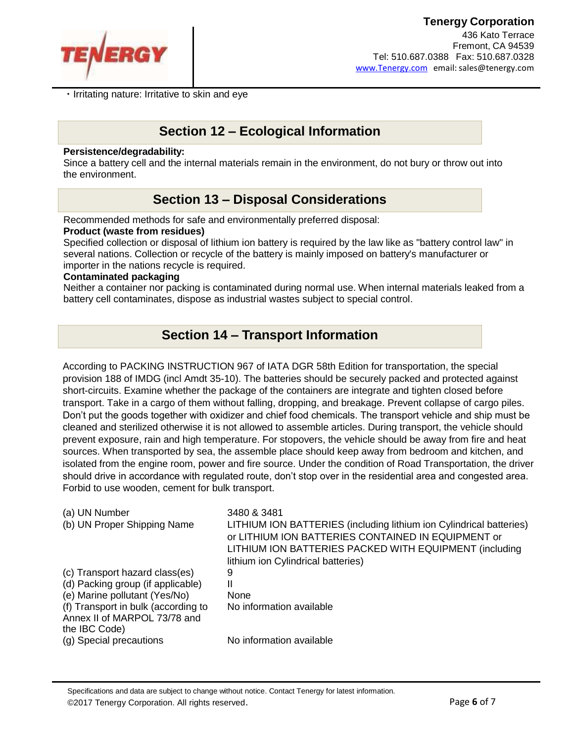・Irritating nature: Irritative to skin and eye

## Section 12 – Ecological Information

**Persistence/degradability:**

Since a battery cell and the internal materials remain in the environment, do not bury or throw out into the environment.

## Section 13 – Disposal Considerations

Recommended methods for safe and environmentally preferred disposal:

**Product (waste from residues)**

Specified collection or disposal of lithium ion battery is required by the law like as "battery control law" in several nations. Collection or recycle of the battery is mainly imposed on battery's manufacturer or importer in the nations recycle is required.

**Contaminated packaging**

Neither a container nor packing is contaminated during normal use. When internal materials leaked from a battery cell contaminates, dispose as industrial wastes subject to special control.

## Section 14 – Transport Information

According to PACKING INSTRUCTION 967 of IATA DGR 58th Edition for transportation, the special provision 188 of IMDG (incl Amdt 35-10). The batteries should be securely packed and protected against short-circuits. Examine whether the package of the containers are integrate and tighten closed before transport. Take in a cargo of them without falling, dropping, and breakage. Prevent collapse of cargo piles. Don't put the goods together with oxidizer and chief food chemicals. The transport vehicle and ship must be cleaned and sterilized otherwise it is not allowed to assemble articles. During transport, the vehicle should prevent exposure, rain and high temperature. For stopovers, the vehicle should be away from fire and heat sources. When transported by sea, the assemble place should keep away from bedroom and kitchen, and isolated from the engine room, power and fire source. Under the condition of Road Transportation, the driver should drive in accordance with regulated route, don't stop over in the residential area and congested area. Forbid to use wooden, cement for bulk transport.

| | |
|---|---|
| (a) UN Number | 3480 & 3481 |
| (b) UN Proper Shipping Name | LITHIUM ION BATTERIES (including lithium ion Cylindrical batteries) or LITHIUM ION BATTERIES CONTAINED IN EQUIPMENT or LITHIUM ION BATTERIES PACKED WITH EQUIPMENT (including lithium ion Cylindrical batteries) |
| (c) Transport hazard class(es) | 9 |
| (d) Packing group (if applicable) | II |
| (e) Marine pollutant (Yes/No) | None |
| (f) Transport in bulk (according to Annex II of MARPOL 73/78 and the IBC Code) | No information available |
| (g) Special precautions | No information available |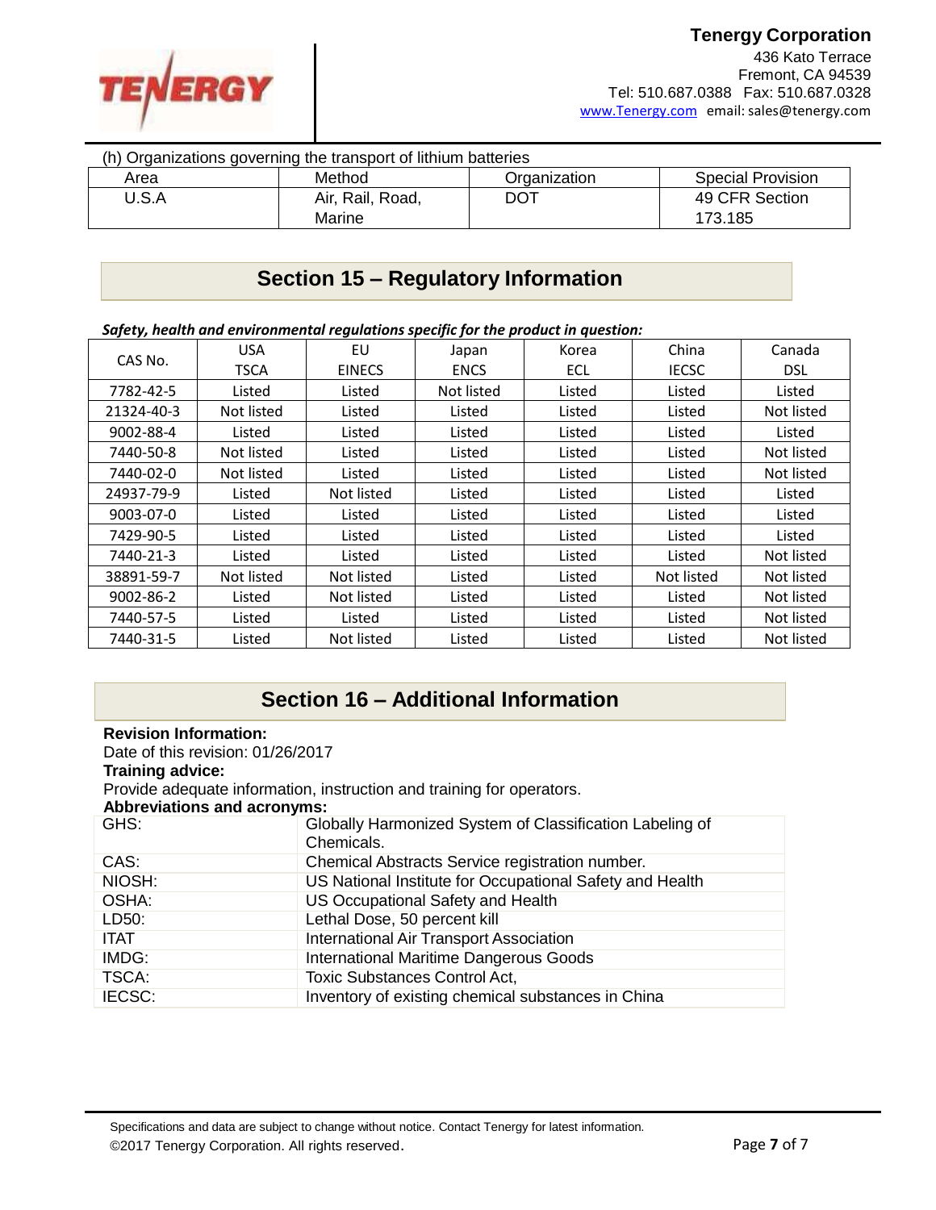(h) Organizations governing the transport of lithium batteries

| Area | Method | Organization | Special Provision |
|---|---|---|---|
| U.S.A | Air, Rail, Road, Marine | DOT | 49 CFR Section 173.185 |

## Section 15 – Regulatory Information

***Safety, health and environmental regulations specific for the product in question:***

| CAS No. | USA TSCA | EU EINECS | Japan ENCS | Korea ECL | China IECSC | Canada DSL |
|---|---|---|---|---|---|---|
| 7782-42-5 | Listed | Listed | Not listed | Listed | Listed | Listed |
| 21324-40-3 | Not listed | Listed | Listed | Listed | Listed | Not listed |
| 9002-88-4 | Listed | Listed | Listed | Listed | Listed | Listed |
| 7440-50-8 | Not listed | Listed | Listed | Listed | Listed | Not listed |
| 7440-02-0 | Not listed | Listed | Listed | Listed | Listed | Not listed |
| 24937-79-9 | Listed | Not listed | Listed | Listed | Listed | Listed |
| 9003-07-0 | Listed | Listed | Listed | Listed | Listed | Listed |
| 7429-90-5 | Listed | Listed | Listed | Listed | Listed | Listed |
| 7440-21-3 | Listed | Listed | Listed | Listed | Listed | Not listed |
| 38891-59-7 | Not listed | Not listed | Listed | Listed | Not listed | Not listed |
| 9002-86-2 | Listed | Not listed | Listed | Listed | Listed | Not listed |
| 7440-57-5 | Listed | Listed | Listed | Listed | Listed | Not listed |
| 7440-31-5 | Listed | Not listed | Listed | Listed | Listed | Not listed |

## Section 16 – Additional Information

**Revision Information:**

Date of this revision: 01/26/2017

**Training advice:**

Provide adequate information, instruction and training for operators.

**Abbreviations and acronyms:**

| | |
|---|---|
| GHS: | Globally Harmonized System of Classification Labeling of Chemicals. |
| CAS: | Chemical Abstracts Service registration number. |
| NIOSH: | US National Institute for Occupational Safety and Health |
| OSHA: | US Occupational Safety and Health |
| LD50: | Lethal Dose, 50 percent kill |
| ITAT | International Air Transport Association |
| IMDG: | International Maritime Dangerous Goods |
| TSCA: | Toxic Substances Control Act, |
| IECSC: | Inventory of existing chemical substances in China |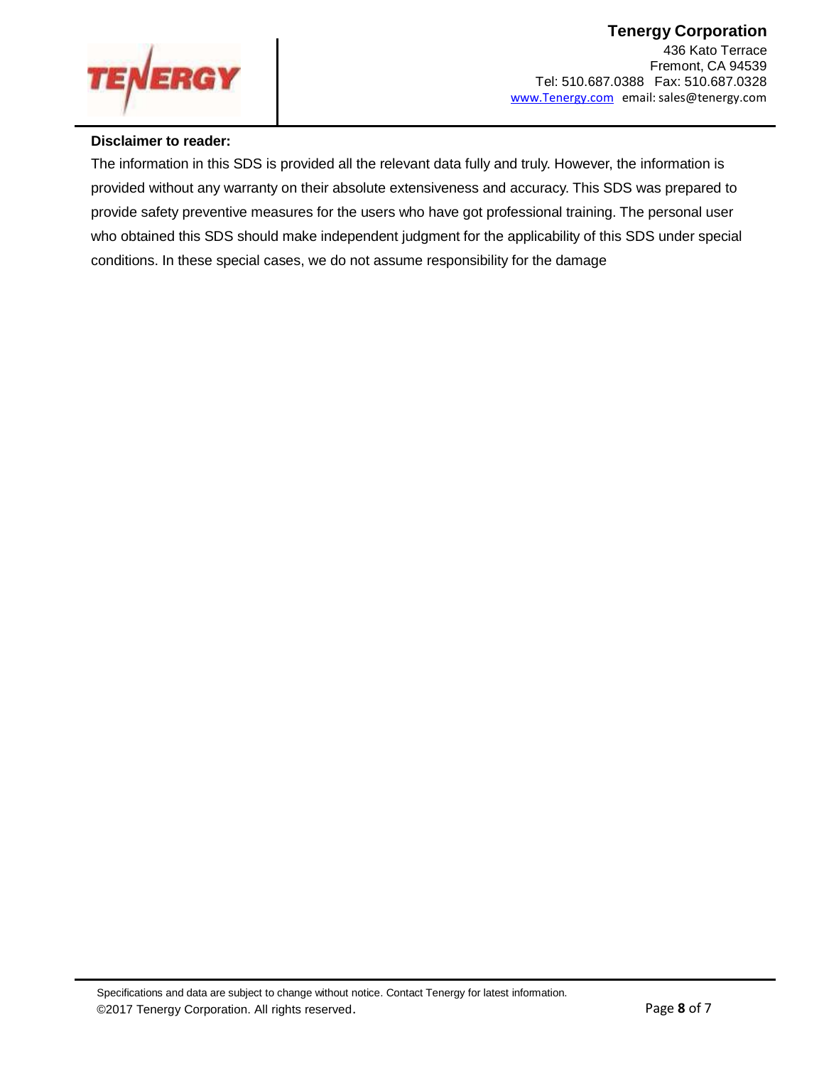**Disclaimer to reader:**

The information in this SDS is provided all the relevant data fully and truly. However, the information is provided without any warranty on their absolute extensiveness and accuracy. This SDS was prepared to provide safety preventive measures for the users who have got professional training. The personal user who obtained this SDS should make independent judgment for the applicability of this SDS under special conditions. In these special cases, we do not assume responsibility for the damage